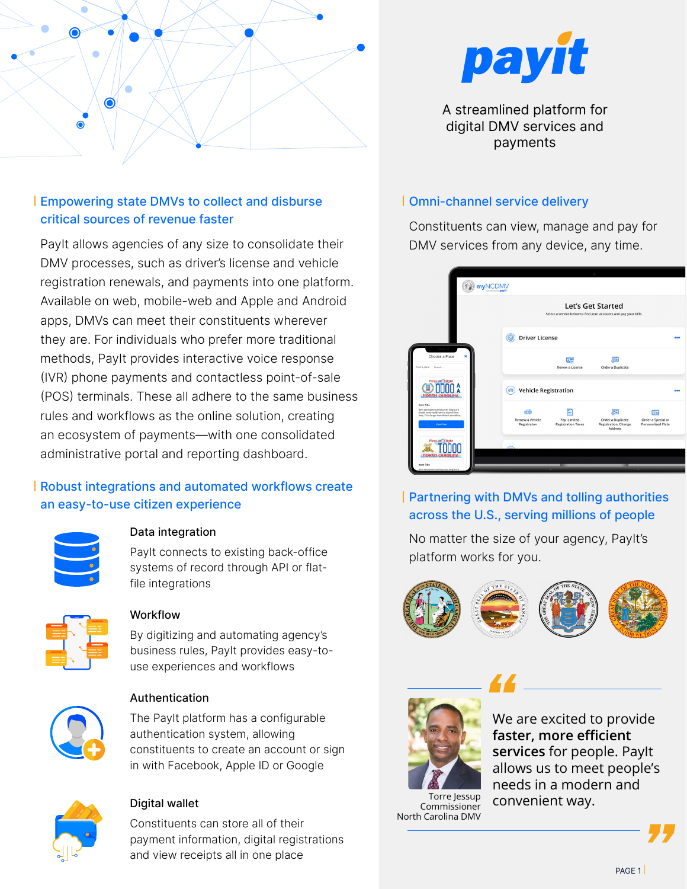# payit

A streamlined platform for digital DMV services and payments

## Empowering state DMVs to collect and disburse critical sources of revenue faster

PayIt allows agencies of any size to consolidate their DMV processes, such as driver's license and vehicle registration renewals, and payments into one platform. Available on web, mobile-web and Apple and Android apps, DMVs can meet their constituents wherever they are. For individuals who prefer more traditional methods, PayIt provides interactive voice response (IVR) phone payments and contactless point-of-sale (POS) terminals. These all adhere to the same business rules and workflows as the online solution, creating an ecosystem of payments—with one consolidated administrative portal and reporting dashboard.

## Robust integrations and automated workflows create an easy-to-use citizen experience

### Data integration

PayIt connects to existing back-office systems of record through API or flat-file integrations

### Workflow

By digitizing and automating agency's business rules, PayIt provides easy-to-use experiences and workflows

### Authentication

The PayIt platform has a configurable authentication system, allowing constituents to create an account or sign in with Facebook, Apple ID or Google

### Digital wallet

Constituents can store all of their payment information, digital registrations and view receipts all in one place

## Omni-channel service delivery

Constituents can view, manage and pay for DMV services from any device, any time.

## Partnering with DMVs and tolling authorities across the U.S., serving millions of people

No matter the size of your agency, PayIt's platform works for you.

> We are excited to provide **faster, more efficient services** for people. PayIt allows us to meet people's needs in a modern and convenient way.

Torre Jessup
Commissioner
North Carolina DMV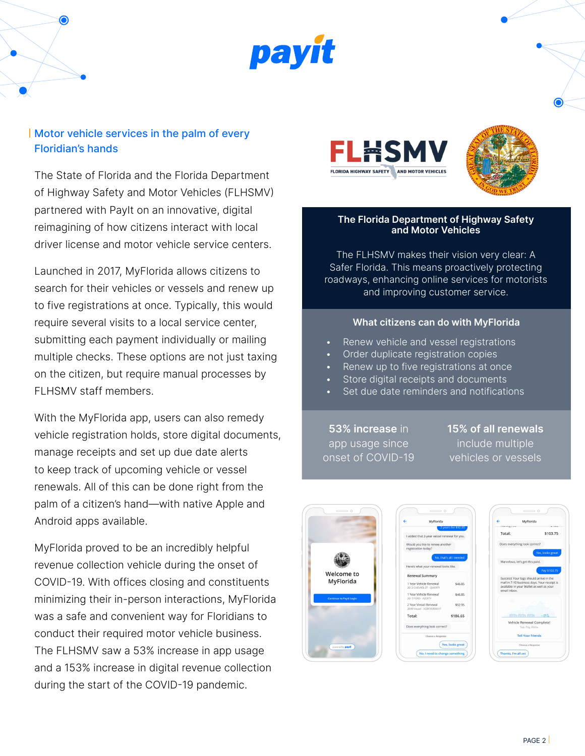## Motor vehicle services in the palm of every Floridian's hands

The State of Florida and the Florida Department of Highway Safety and Motor Vehicles (FLHSMV) partnered with PayIt on an innovative, digital reimagining of how citizens interact with local driver license and motor vehicle service centers.

Launched in 2017, MyFlorida allows citizens to search for their vehicles or vessels and renew up to five registrations at once. Typically, this would require several visits to a local service center, submitting each payment individually or mailing multiple checks. These options are not just taxing on the citizen, but require manual processes by FLHSMV staff members.

With the MyFlorida app, users can also remedy vehicle registration holds, store digital documents, manage receipts and set up due date alerts to keep track of upcoming vehicle or vessel renewals. All of this can be done right from the palm of a citizen's hand—with native Apple and Android apps available.

MyFlorida proved to be an incredibly helpful revenue collection vehicle during the onset of COVID-19. With offices closing and constituents minimizing their in-person interactions, MyFlorida was a safe and convenient way for Floridians to conduct their required motor vehicle business. The FLHSMV saw a 53% increase in app usage and a 153% increase in digital revenue collection during the start of the COVID-19 pandemic.

### The Florida Department of Highway Safety and Motor Vehicles

The FLHSMV makes their vision very clear: A Safer Florida. This means proactively protecting roadways, enhancing online services for motorists and improving customer service.

### What citizens can do with MyFlorida

- Renew vehicle and vessel registrations
- Order duplicate registration copies
- Renew up to five registrations at once
- Store digital receipts and documents
- Set due date reminders and notifications

**53% increase** in app usage since onset of COVID-19

**15% of all renewals** include multiple vehicles or vessels